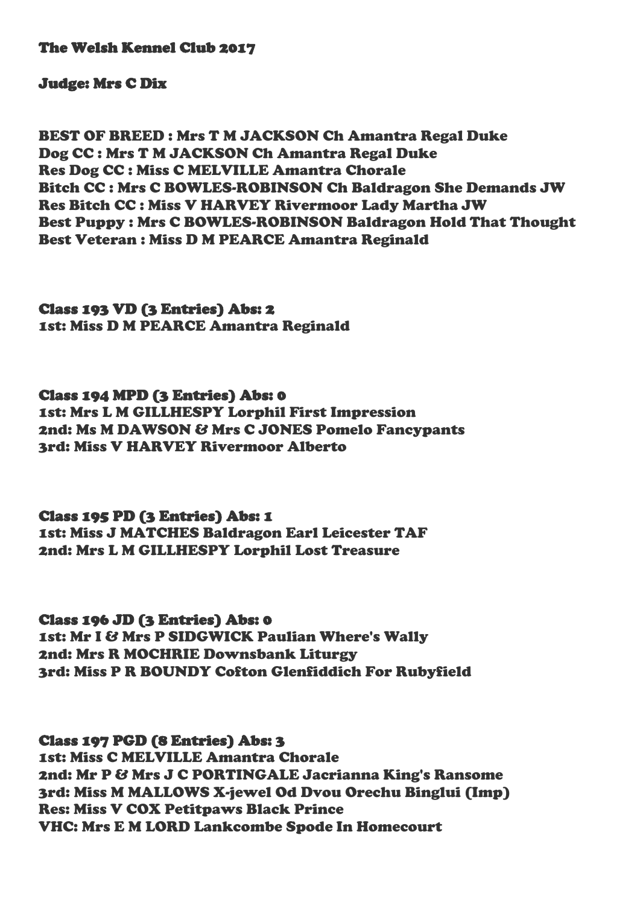**The Welsh Kennel Club 2017**

**Judge: Mrs C Dix**

**BEST OF BREED : Mrs T M JACKSON Ch Amantra Regal Duke**
**Dog CC : Mrs T M JACKSON Ch Amantra Regal Duke**
**Res Dog CC : Miss C MELVILLE Amantra Chorale**
**Bitch CC : Mrs C BOWLES-ROBINSON Ch Baldragon She Demands JW**
**Res Bitch CC : Miss V HARVEY Rivermoor Lady Martha JW**
**Best Puppy : Mrs C BOWLES-ROBINSON Baldragon Hold That Thought**
**Best Veteran : Miss D M PEARCE Amantra Reginald**

**Class 193 VD (3 Entries) Abs: 2**
**1st: Miss D M PEARCE Amantra Reginald**

**Class 194 MPD (3 Entries) Abs: 0**
**1st: Mrs L M GILLHESPY Lorphil First Impression**
**2nd: Ms M DAWSON & Mrs C JONES Pomelo Fancypants**
**3rd: Miss V HARVEY Rivermoor Alberto**

**Class 195 PD (3 Entries) Abs: 1**
**1st: Miss J MATCHES Baldragon Earl Leicester TAF**
**2nd: Mrs L M GILLHESPY Lorphil Lost Treasure**

**Class 196 JD (3 Entries) Abs: 0**
**1st: Mr I & Mrs P SIDGWICK Paulian Where's Wally**
**2nd: Mrs R MOCHRIE Downsbank Liturgy**
**3rd: Miss P R BOUNDY Cofton Glenfiddich For Rubyfield**

**Class 197 PGD (8 Entries) Abs: 3**
**1st: Miss C MELVILLE Amantra Chorale**
**2nd: Mr P & Mrs J C PORTINGALE Jacrianna King's Ransome**
**3rd: Miss M MALLOWS X-jewel Od Dvou Orechu Binglui (Imp)**
**Res: Miss V COX Petitpaws Black Prince**
**VHC: Mrs E M LORD Lankcombe Spode In Homecourt**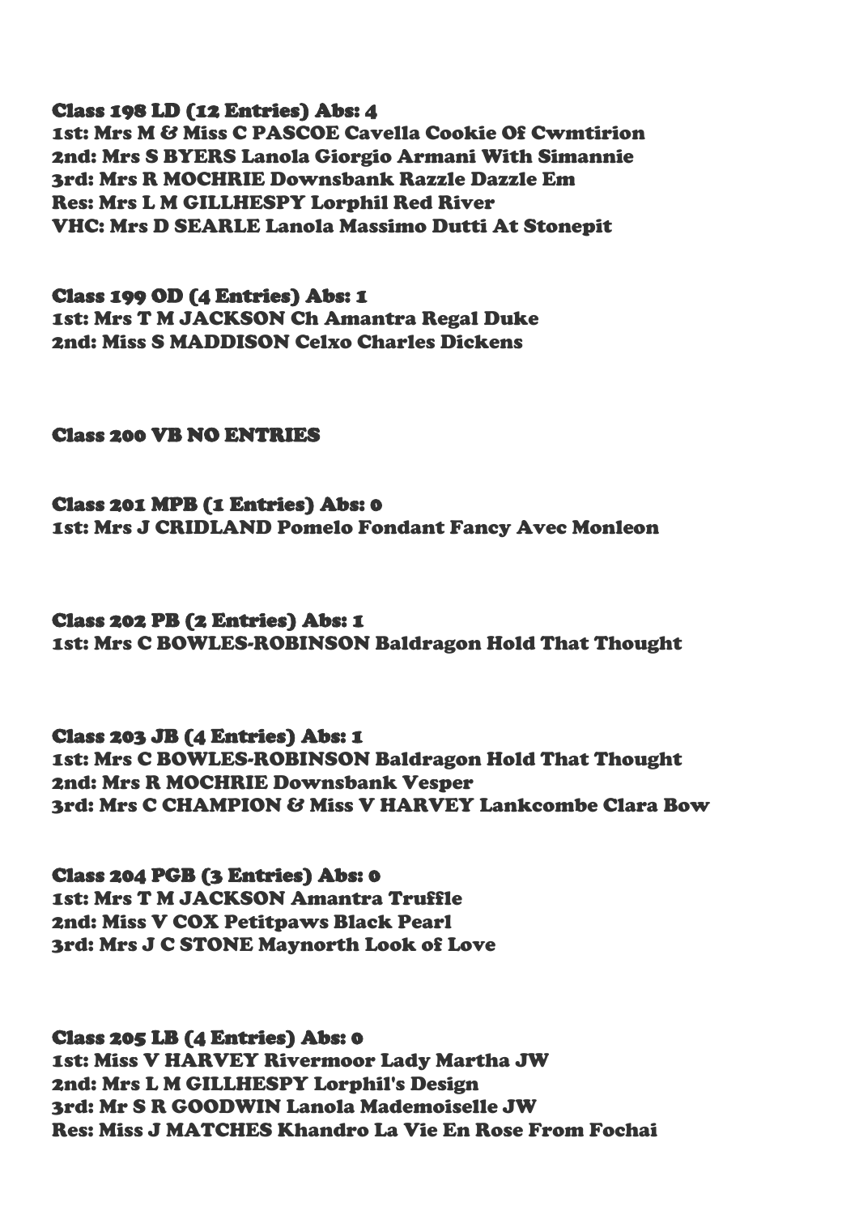**Class 198 LD (12 Entries) Abs: 4**
1st: Mrs M & Miss C PASCOE Cavella Cookie Of Cwmtirion
2nd: Mrs S BYERS Lanola Giorgio Armani With Simannie
3rd: Mrs R MOCHRIE Downsbank Razzle Dazzle Em
Res: Mrs L M GILLHESPY Lorphil Red River
VHC: Mrs D SEARLE Lanola Massimo Dutti At Stonepit

**Class 199 OD (4 Entries) Abs: 1**
1st: Mrs T M JACKSON Ch Amantra Regal Duke
2nd: Miss S MADDISON Celxo Charles Dickens

**Class 200 VB NO ENTRIES**

**Class 201 MPB (1 Entries) Abs: 0**
1st: Mrs J CRIDLAND Pomelo Fondant Fancy Avec Monleon

**Class 202 PB (2 Entries) Abs: 1**
1st: Mrs C BOWLES-ROBINSON Baldragon Hold That Thought

**Class 203 JB (4 Entries) Abs: 1**
1st: Mrs C BOWLES-ROBINSON Baldragon Hold That Thought
2nd: Mrs R MOCHRIE Downsbank Vesper
3rd: Mrs C CHAMPION & Miss V HARVEY Lankcombe Clara Bow

**Class 204 PGB (3 Entries) Abs: 0**
1st: Mrs T M JACKSON Amantra Truffle
2nd: Miss V COX Petitpaws Black Pearl
3rd: Mrs J C STONE Maynorth Look of Love

**Class 205 LB (4 Entries) Abs: 0**
1st: Miss V HARVEY Rivermoor Lady Martha JW
2nd: Mrs L M GILLHESPY Lorphil's Design
3rd: Mr S R GOODWIN Lanola Mademoiselle JW
Res: Miss J MATCHES Khandro La Vie En Rose From Fochai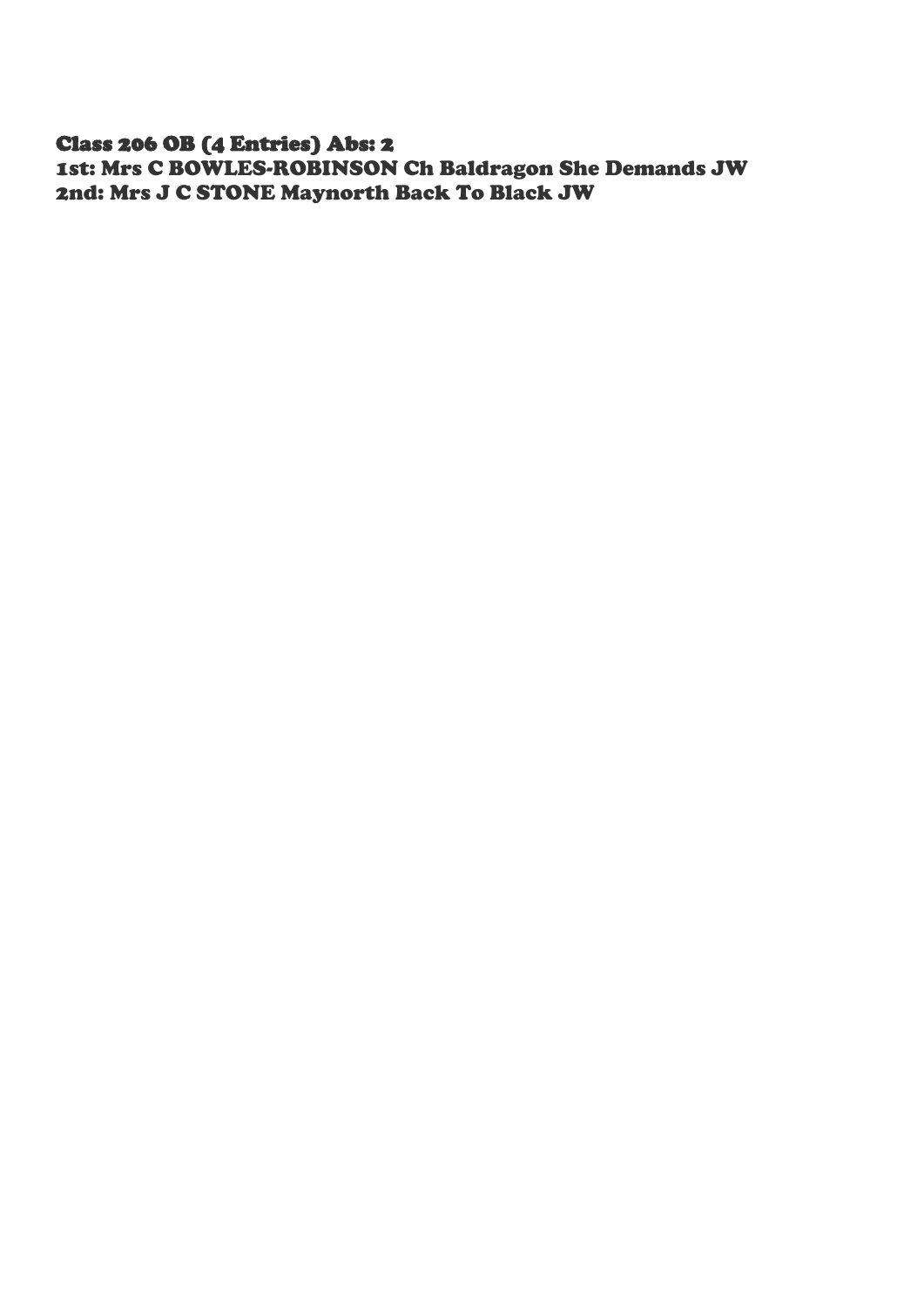### Class 206 OB (4 Entries) Abs: 2

**1st: Mrs C BOWLES-ROBINSON Ch Baldragon She Demands JW**
**2nd: Mrs J C STONE Maynorth Back To Black JW**